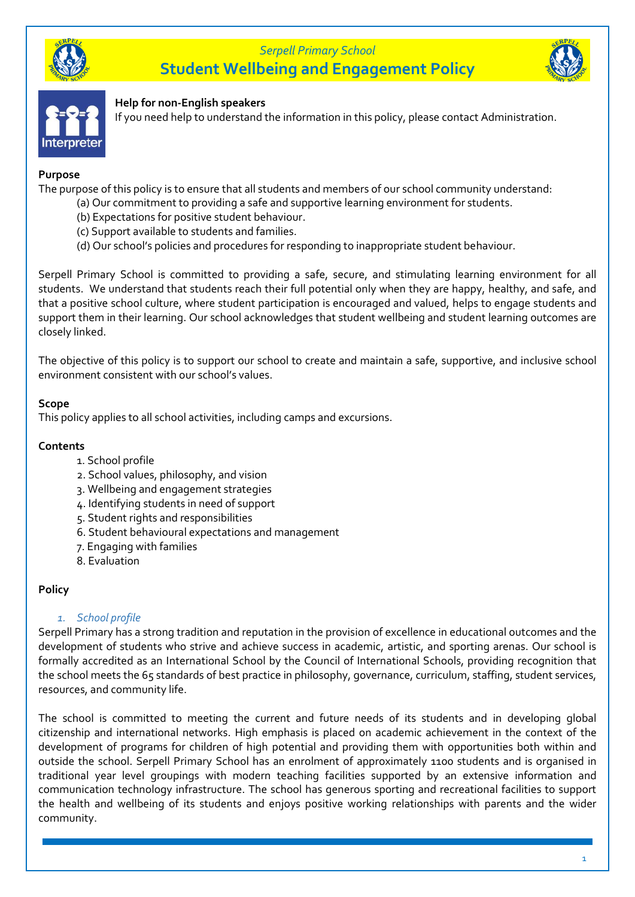*Serpell Primary School*

# Student Wellbeing and Engagement Policy

**Help for non-English speakers**
If you need help to understand the information in this policy, please contact Administration.

**Purpose**
The purpose of this policy is to ensure that all students and members of our school community understand:

(a) Our commitment to providing a safe and supportive learning environment for students.
(b) Expectations for positive student behaviour.
(c) Support available to students and families.
(d) Our school's policies and procedures for responding to inappropriate student behaviour.

Serpell Primary School is committed to providing a safe, secure, and stimulating learning environment for all students. We understand that students reach their full potential only when they are happy, healthy, and safe, and that a positive school culture, where student participation is encouraged and valued, helps to engage students and support them in their learning. Our school acknowledges that student wellbeing and student learning outcomes are closely linked.

The objective of this policy is to support our school to create and maintain a safe, supportive, and inclusive school environment consistent with our school's values.

**Scope**
This policy applies to all school activities, including camps and excursions.

**Contents**

1. School profile
2. School values, philosophy, and vision
3. Wellbeing and engagement strategies
4. Identifying students in need of support
5. Student rights and responsibilities
6. Student behavioural expectations and management
7. Engaging with families
8. Evaluation

**Policy**

1. *School profile*

Serpell Primary has a strong tradition and reputation in the provision of excellence in educational outcomes and the development of students who strive and achieve success in academic, artistic, and sporting arenas. Our school is formally accredited as an International School by the Council of International Schools, providing recognition that the school meets the 65 standards of best practice in philosophy, governance, curriculum, staffing, student services, resources, and community life.

The school is committed to meeting the current and future needs of its students and in developing global citizenship and international networks. High emphasis is placed on academic achievement in the context of the development of programs for children of high potential and providing them with opportunities both within and outside the school. Serpell Primary School has an enrolment of approximately 1100 students and is organised in traditional year level groupings with modern teaching facilities supported by an extensive information and communication technology infrastructure. The school has generous sporting and recreational facilities to support the health and wellbeing of its students and enjoys positive working relationships with parents and the wider community.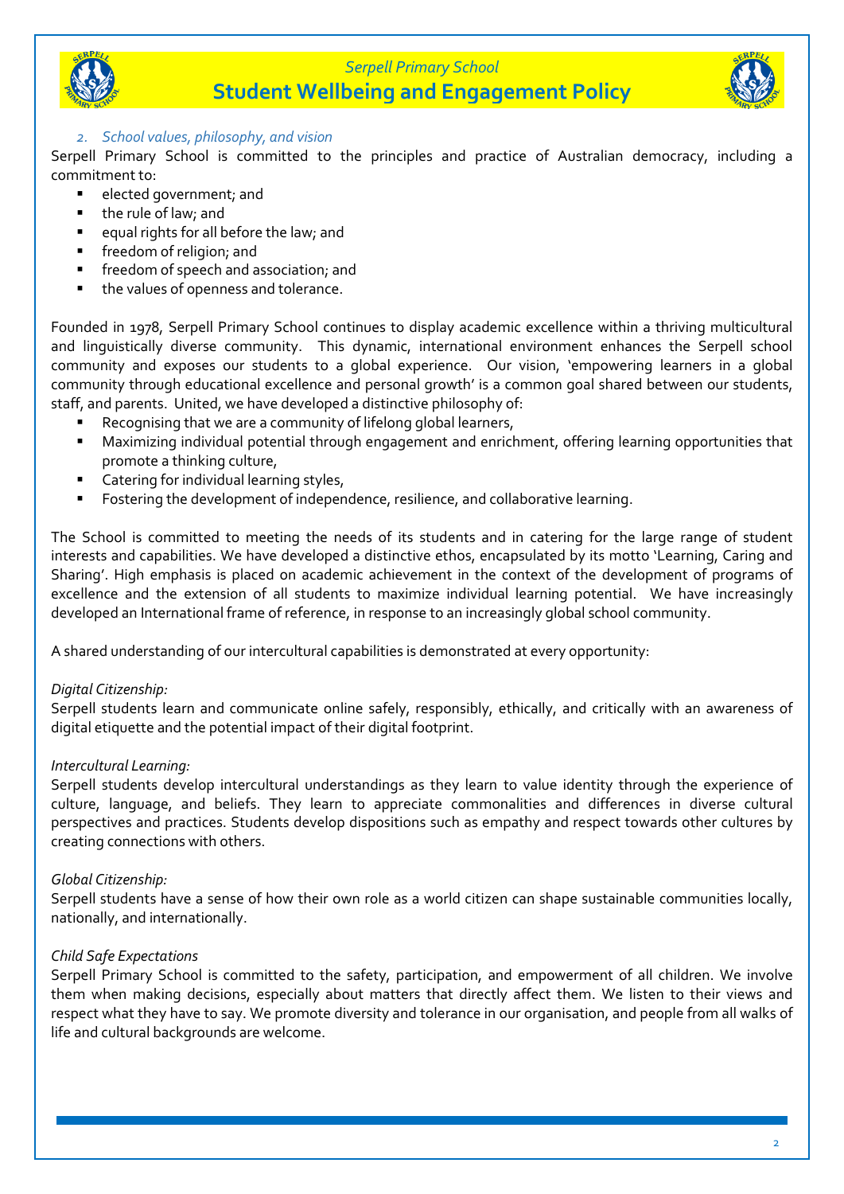### 2. School values, philosophy, and vision

Serpell Primary School is committed to the principles and practice of Australian democracy, including a commitment to:

- elected government; and
- the rule of law; and
- equal rights for all before the law; and
- freedom of religion; and
- freedom of speech and association; and
- the values of openness and tolerance.

Founded in 1978, Serpell Primary School continues to display academic excellence within a thriving multicultural and linguistically diverse community. This dynamic, international environment enhances the Serpell school community and exposes our students to a global experience. Our vision, 'empowering learners in a global community through educational excellence and personal growth' is a common goal shared between our students, staff, and parents. United, we have developed a distinctive philosophy of:

- Recognising that we are a community of lifelong global learners,
- Maximizing individual potential through engagement and enrichment, offering learning opportunities that promote a thinking culture,
- Catering for individual learning styles,
- Fostering the development of independence, resilience, and collaborative learning.

The School is committed to meeting the needs of its students and in catering for the large range of student interests and capabilities. We have developed a distinctive ethos, encapsulated by its motto 'Learning, Caring and Sharing'. High emphasis is placed on academic achievement in the context of the development of programs of excellence and the extension of all students to maximize individual learning potential. We have increasingly developed an International frame of reference, in response to an increasingly global school community.

A shared understanding of our intercultural capabilities is demonstrated at every opportunity:

*Digital Citizenship:*
Serpell students learn and communicate online safely, responsibly, ethically, and critically with an awareness of digital etiquette and the potential impact of their digital footprint.

*Intercultural Learning:*
Serpell students develop intercultural understandings as they learn to value identity through the experience of culture, language, and beliefs. They learn to appreciate commonalities and differences in diverse cultural perspectives and practices. Students develop dispositions such as empathy and respect towards other cultures by creating connections with others.

*Global Citizenship:*
Serpell students have a sense of how their own role as a world citizen can shape sustainable communities locally, nationally, and internationally.

*Child Safe Expectations*
Serpell Primary School is committed to the safety, participation, and empowerment of all children. We involve them when making decisions, especially about matters that directly affect them. We listen to their views and respect what they have to say. We promote diversity and tolerance in our organisation, and people from all walks of life and cultural backgrounds are welcome.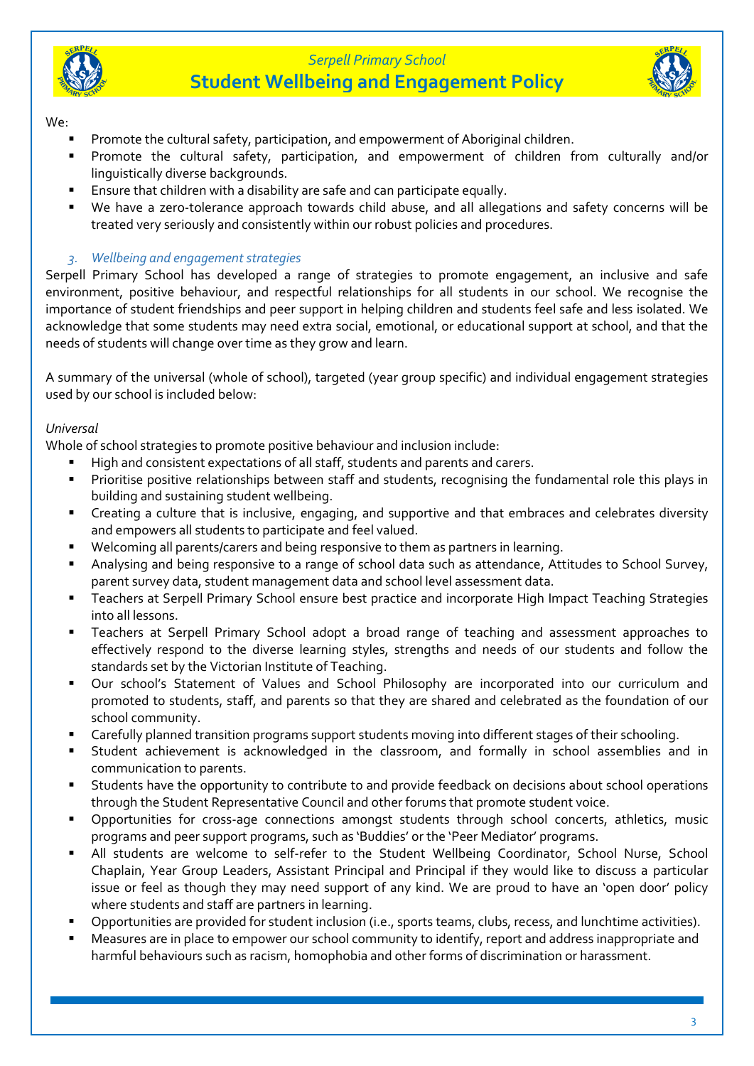We:

- Promote the cultural safety, participation, and empowerment of Aboriginal children.
- Promote the cultural safety, participation, and empowerment of children from culturally and/or linguistically diverse backgrounds.
- Ensure that children with a disability are safe and can participate equally.
- We have a zero-tolerance approach towards child abuse, and all allegations and safety concerns will be treated very seriously and consistently within our robust policies and procedures.

### *3. Wellbeing and engagement strategies*

Serpell Primary School has developed a range of strategies to promote engagement, an inclusive and safe environment, positive behaviour, and respectful relationships for all students in our school. We recognise the importance of student friendships and peer support in helping children and students feel safe and less isolated. We acknowledge that some students may need extra social, emotional, or educational support at school, and that the needs of students will change over time as they grow and learn.

A summary of the universal (whole of school), targeted (year group specific) and individual engagement strategies used by our school is included below:

*Universal*

Whole of school strategies to promote positive behaviour and inclusion include:

- High and consistent expectations of all staff, students and parents and carers.
- Prioritise positive relationships between staff and students, recognising the fundamental role this plays in building and sustaining student wellbeing.
- Creating a culture that is inclusive, engaging, and supportive and that embraces and celebrates diversity and empowers all students to participate and feel valued.
- Welcoming all parents/carers and being responsive to them as partners in learning.
- Analysing and being responsive to a range of school data such as attendance, Attitudes to School Survey, parent survey data, student management data and school level assessment data.
- Teachers at Serpell Primary School ensure best practice and incorporate High Impact Teaching Strategies into all lessons.
- Teachers at Serpell Primary School adopt a broad range of teaching and assessment approaches to effectively respond to the diverse learning styles, strengths and needs of our students and follow the standards set by the Victorian Institute of Teaching.
- Our school's Statement of Values and School Philosophy are incorporated into our curriculum and promoted to students, staff, and parents so that they are shared and celebrated as the foundation of our school community.
- Carefully planned transition programs support students moving into different stages of their schooling.
- Student achievement is acknowledged in the classroom, and formally in school assemblies and in communication to parents.
- Students have the opportunity to contribute to and provide feedback on decisions about school operations through the Student Representative Council and other forums that promote student voice.
- Opportunities for cross-age connections amongst students through school concerts, athletics, music programs and peer support programs, such as 'Buddies' or the 'Peer Mediator' programs.
- All students are welcome to self-refer to the Student Wellbeing Coordinator, School Nurse, School Chaplain, Year Group Leaders, Assistant Principal and Principal if they would like to discuss a particular issue or feel as though they may need support of any kind. We are proud to have an 'open door' policy where students and staff are partners in learning.
- Opportunities are provided for student inclusion (i.e., sports teams, clubs, recess, and lunchtime activities).
- Measures are in place to empower our school community to identify, report and address inappropriate and harmful behaviours such as racism, homophobia and other forms of discrimination or harassment.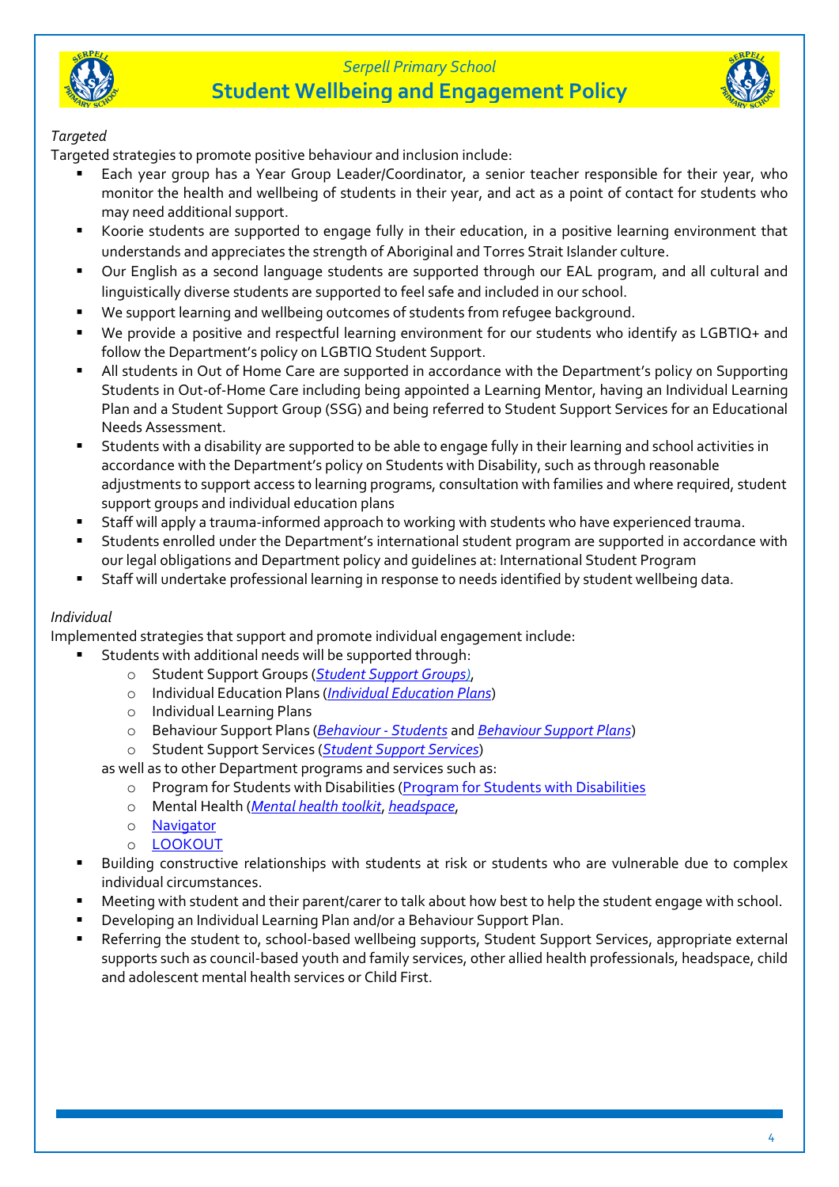*Targeted*

Targeted strategies to promote positive behaviour and inclusion include:

- Each year group has a Year Group Leader/Coordinator, a senior teacher responsible for their year, who monitor the health and wellbeing of students in their year, and act as a point of contact for students who may need additional support.
- Koorie students are supported to engage fully in their education, in a positive learning environment that understands and appreciates the strength of Aboriginal and Torres Strait Islander culture.
- Our English as a second language students are supported through our EAL program, and all cultural and linguistically diverse students are supported to feel safe and included in our school.
- We support learning and wellbeing outcomes of students from refugee background.
- We provide a positive and respectful learning environment for our students who identify as LGBTIQ+ and follow the Department's policy on LGBTIQ Student Support.
- All students in Out of Home Care are supported in accordance with the Department's policy on Supporting Students in Out-of-Home Care including being appointed a Learning Mentor, having an Individual Learning Plan and a Student Support Group (SSG) and being referred to Student Support Services for an Educational Needs Assessment.
- Students with a disability are supported to be able to engage fully in their learning and school activities in accordance with the Department's policy on Students with Disability, such as through reasonable adjustments to support access to learning programs, consultation with families and where required, student support groups and individual education plans
- Staff will apply a trauma-informed approach to working with students who have experienced trauma.
- Students enrolled under the Department's international student program are supported in accordance with our legal obligations and Department policy and guidelines at: International Student Program
- Staff will undertake professional learning in response to needs identified by student wellbeing data.

*Individual*

Implemented strategies that support and promote individual engagement include:

- Students with additional needs will be supported through:
  - Student Support Groups (*Student Support Groups)*,
  - Individual Education Plans (*Individual Education Plans*)
  - Individual Learning Plans
  - Behaviour Support Plans (*Behaviour - Students* and *Behaviour Support Plans*)
  - Student Support Services (*Student Support Services*)

  as well as to other Department programs and services such as:
  - Program for Students with Disabilities (Program for Students with Disabilities
  - Mental Health (*Mental health toolkit*, *headspace*,
  - Navigator
  - LOOKOUT
- Building constructive relationships with students at risk or students who are vulnerable due to complex individual circumstances.
- Meeting with student and their parent/carer to talk about how best to help the student engage with school.
- Developing an Individual Learning Plan and/or a Behaviour Support Plan.
- Referring the student to, school-based wellbeing supports, Student Support Services, appropriate external supports such as council-based youth and family services, other allied health professionals, headspace, child and adolescent mental health services or Child First.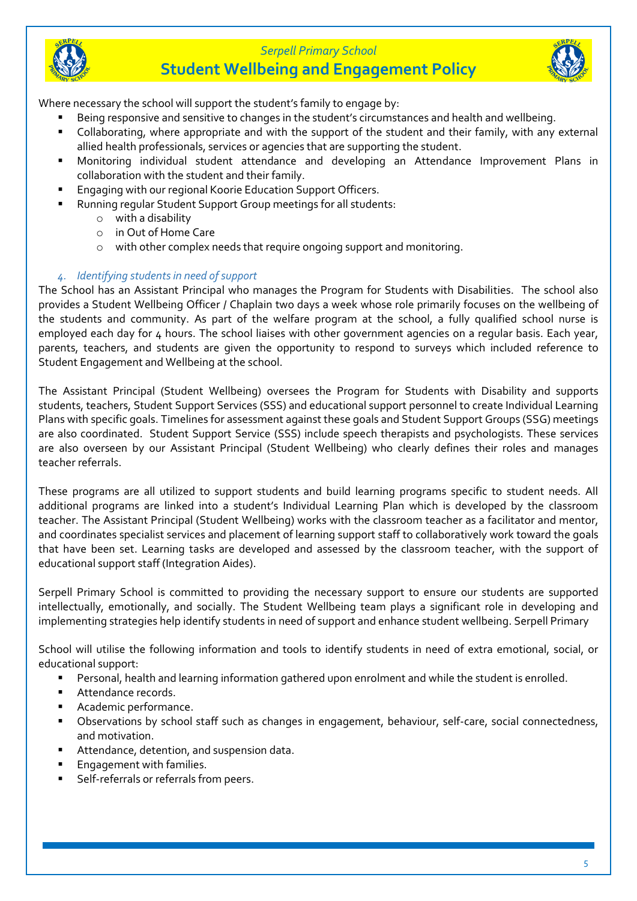Where necessary the school will support the student's family to engage by:

- Being responsive and sensitive to changes in the student's circumstances and health and wellbeing.
- Collaborating, where appropriate and with the support of the student and their family, with any external allied health professionals, services or agencies that are supporting the student.
- Monitoring individual student attendance and developing an Attendance Improvement Plans in collaboration with the student and their family.
- Engaging with our regional Koorie Education Support Officers.
- Running regular Student Support Group meetings for all students:
  - with a disability
  - in Out of Home Care
  - with other complex needs that require ongoing support and monitoring.

### 4. *Identifying students in need of support*

The School has an Assistant Principal who manages the Program for Students with Disabilities. The school also provides a Student Wellbeing Officer / Chaplain two days a week whose role primarily focuses on the wellbeing of the students and community. As part of the welfare program at the school, a fully qualified school nurse is employed each day for 4 hours. The school liaises with other government agencies on a regular basis. Each year, parents, teachers, and students are given the opportunity to respond to surveys which included reference to Student Engagement and Wellbeing at the school.

The Assistant Principal (Student Wellbeing) oversees the Program for Students with Disability and supports students, teachers, Student Support Services (SSS) and educational support personnel to create Individual Learning Plans with specific goals. Timelines for assessment against these goals and Student Support Groups (SSG) meetings are also coordinated. Student Support Service (SSS) include speech therapists and psychologists. These services are also overseen by our Assistant Principal (Student Wellbeing) who clearly defines their roles and manages teacher referrals.

These programs are all utilized to support students and build learning programs specific to student needs. All additional programs are linked into a student's Individual Learning Plan which is developed by the classroom teacher. The Assistant Principal (Student Wellbeing) works with the classroom teacher as a facilitator and mentor, and coordinates specialist services and placement of learning support staff to collaboratively work toward the goals that have been set. Learning tasks are developed and assessed by the classroom teacher, with the support of educational support staff (Integration Aides).

Serpell Primary School is committed to providing the necessary support to ensure our students are supported intellectually, emotionally, and socially. The Student Wellbeing team plays a significant role in developing and implementing strategies help identify students in need of support and enhance student wellbeing. Serpell Primary

School will utilise the following information and tools to identify students in need of extra emotional, social, or educational support:

- Personal, health and learning information gathered upon enrolment and while the student is enrolled.
- Attendance records.
- Academic performance.
- Observations by school staff such as changes in engagement, behaviour, self-care, social connectedness, and motivation.
- Attendance, detention, and suspension data.
- Engagement with families.
- Self-referrals or referrals from peers.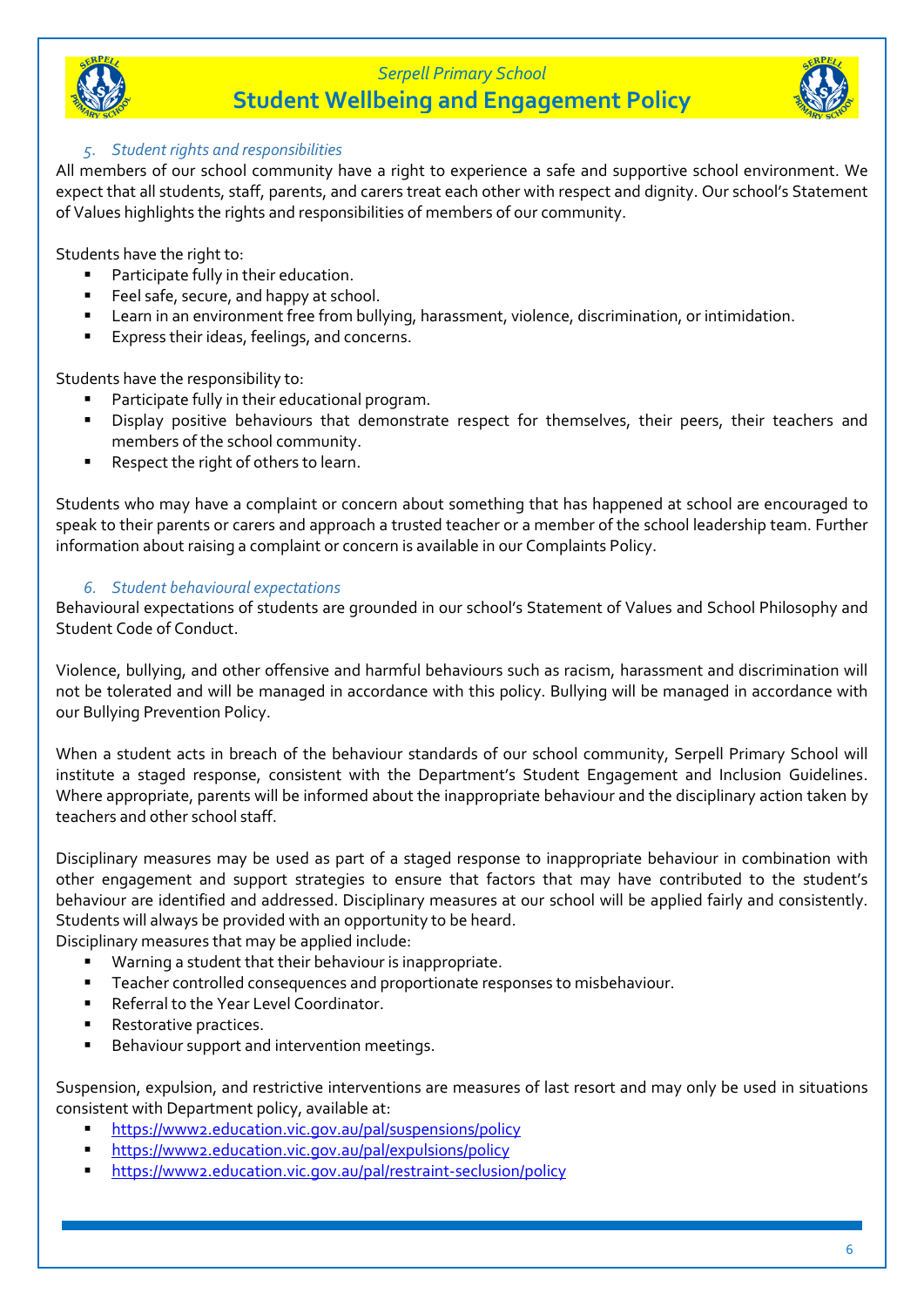### 5. Student rights and responsibilities

All members of our school community have a right to experience a safe and supportive school environment. We expect that all students, staff, parents, and carers treat each other with respect and dignity. Our school's Statement of Values highlights the rights and responsibilities of members of our community.

Students have the right to:

- Participate fully in their education.
- Feel safe, secure, and happy at school.
- Learn in an environment free from bullying, harassment, violence, discrimination, or intimidation.
- Express their ideas, feelings, and concerns.

Students have the responsibility to:

- Participate fully in their educational program.
- Display positive behaviours that demonstrate respect for themselves, their peers, their teachers and members of the school community.
- Respect the right of others to learn.

Students who may have a complaint or concern about something that has happened at school are encouraged to speak to their parents or carers and approach a trusted teacher or a member of the school leadership team. Further information about raising a complaint or concern is available in our Complaints Policy.

### 6. Student behavioural expectations

Behavioural expectations of students are grounded in our school's Statement of Values and School Philosophy and Student Code of Conduct.

Violence, bullying, and other offensive and harmful behaviours such as racism, harassment and discrimination will not be tolerated and will be managed in accordance with this policy. Bullying will be managed in accordance with our Bullying Prevention Policy.

When a student acts in breach of the behaviour standards of our school community, Serpell Primary School will institute a staged response, consistent with the Department's Student Engagement and Inclusion Guidelines. Where appropriate, parents will be informed about the inappropriate behaviour and the disciplinary action taken by teachers and other school staff.

Disciplinary measures may be used as part of a staged response to inappropriate behaviour in combination with other engagement and support strategies to ensure that factors that may have contributed to the student's behaviour are identified and addressed. Disciplinary measures at our school will be applied fairly and consistently. Students will always be provided with an opportunity to be heard.

Disciplinary measures that may be applied include:

- Warning a student that their behaviour is inappropriate.
- Teacher controlled consequences and proportionate responses to misbehaviour.
- Referral to the Year Level Coordinator.
- Restorative practices.
- Behaviour support and intervention meetings.

Suspension, expulsion, and restrictive interventions are measures of last resort and may only be used in situations consistent with Department policy, available at:

- https://www2.education.vic.gov.au/pal/suspensions/policy
- https://www2.education.vic.gov.au/pal/expulsions/policy
- https://www2.education.vic.gov.au/pal/restraint-seclusion/policy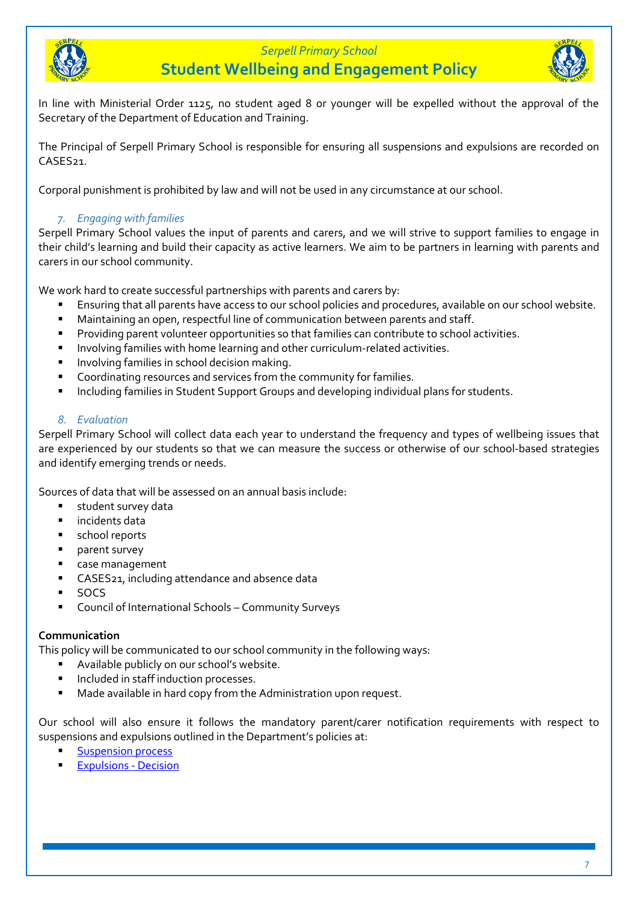In line with Ministerial Order 1125, no student aged 8 or younger will be expelled without the approval of the Secretary of the Department of Education and Training.

The Principal of Serpell Primary School is responsible for ensuring all suspensions and expulsions are recorded on CASES21.

Corporal punishment is prohibited by law and will not be used in any circumstance at our school.

### *7. Engaging with families*

Serpell Primary School values the input of parents and carers, and we will strive to support families to engage in their child's learning and build their capacity as active learners. We aim to be partners in learning with parents and carers in our school community.

We work hard to create successful partnerships with parents and carers by:

- Ensuring that all parents have access to our school policies and procedures, available on our school website.
- Maintaining an open, respectful line of communication between parents and staff.
- Providing parent volunteer opportunities so that families can contribute to school activities.
- Involving families with home learning and other curriculum-related activities.
- Involving families in school decision making.
- Coordinating resources and services from the community for families.
- Including families in Student Support Groups and developing individual plans for students.

### *8. Evaluation*

Serpell Primary School will collect data each year to understand the frequency and types of wellbeing issues that are experienced by our students so that we can measure the success or otherwise of our school-based strategies and identify emerging trends or needs.

Sources of data that will be assessed on an annual basis include:

- student survey data
- incidents data
- school reports
- parent survey
- case management
- CASES21, including attendance and absence data
- SOCS
- Council of International Schools – Community Surveys

## Communication

This policy will be communicated to our school community in the following ways:

- Available publicly on our school's website.
- Included in staff induction processes.
- Made available in hard copy from the Administration upon request.

Our school will also ensure it follows the mandatory parent/carer notification requirements with respect to suspensions and expulsions outlined in the Department's policies at:

- Suspension process
- Expulsions - Decision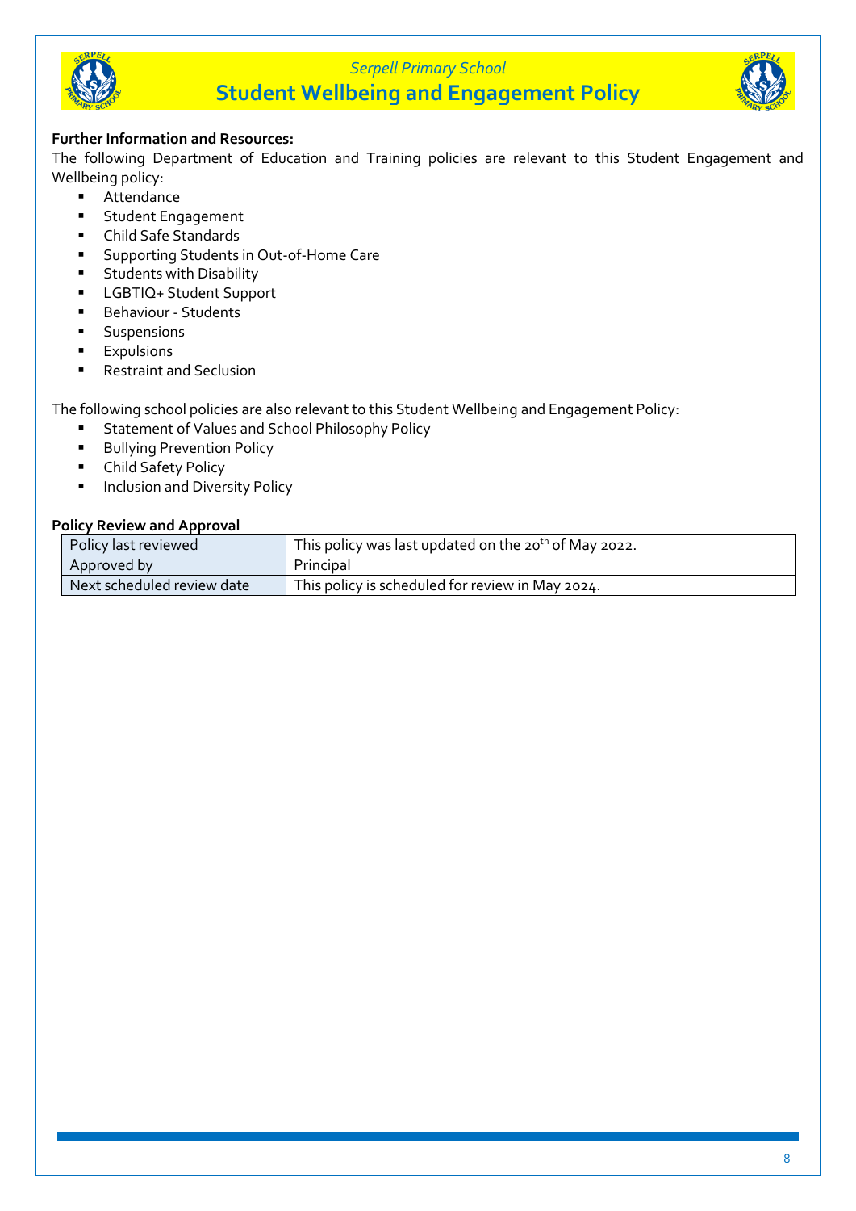**Further Information and Resources:**

The following Department of Education and Training policies are relevant to this Student Engagement and Wellbeing policy:

- Attendance
- Student Engagement
- Child Safe Standards
- Supporting Students in Out-of-Home Care
- Students with Disability
- LGBTIQ+ Student Support
- Behaviour - Students
- Suspensions
- Expulsions
- Restraint and Seclusion

The following school policies are also relevant to this Student Wellbeing and Engagement Policy:

- Statement of Values and School Philosophy Policy
- Bullying Prevention Policy
- Child Safety Policy
- Inclusion and Diversity Policy

**Policy Review and Approval**

| | |
|---|---|
| Policy last reviewed | This policy was last updated on the 20th of May 2022. |
| Approved by | Principal |
| Next scheduled review date | This policy is scheduled for review in May 2024. |